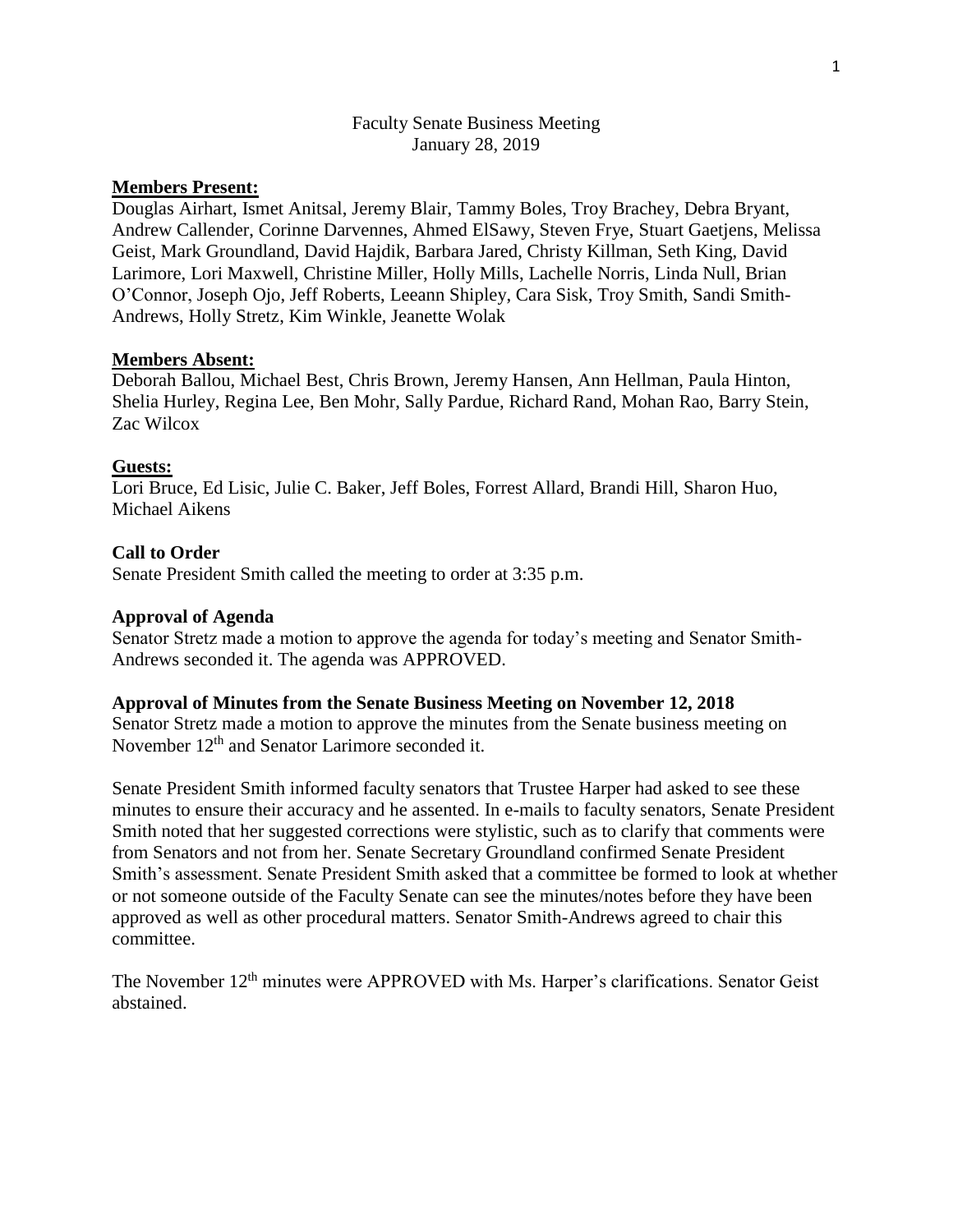Faculty Senate Business Meeting
January 28, 2019

**Members Present:**
Douglas Airhart, Ismet Anitsal, Jeremy Blair, Tammy Boles, Troy Brachey, Debra Bryant, Andrew Callender, Corinne Darvennes, Ahmed ElSawy, Steven Frye, Stuart Gaetjens, Melissa Geist, Mark Groundland, David Hajdik, Barbara Jared, Christy Killman, Seth King, David Larimore, Lori Maxwell, Christine Miller, Holly Mills, Lachelle Norris, Linda Null, Brian O'Connor, Joseph Ojo, Jeff Roberts, Leeann Shipley, Cara Sisk, Troy Smith, Sandi Smith-Andrews, Holly Stretz, Kim Winkle, Jeanette Wolak

**Members Absent:**
Deborah Ballou, Michael Best, Chris Brown, Jeremy Hansen, Ann Hellman, Paula Hinton, Shelia Hurley, Regina Lee, Ben Mohr, Sally Pardue, Richard Rand, Mohan Rao, Barry Stein, Zac Wilcox

**Guests:**
Lori Bruce, Ed Lisic, Julie C. Baker, Jeff Boles, Forrest Allard, Brandi Hill, Sharon Huo, Michael Aikens

**Call to Order**
Senate President Smith called the meeting to order at 3:35 p.m.

**Approval of Agenda**
Senator Stretz made a motion to approve the agenda for today's meeting and Senator Smith-Andrews seconded it. The agenda was APPROVED.

**Approval of Minutes from the Senate Business Meeting on November 12, 2018**
Senator Stretz made a motion to approve the minutes from the Senate business meeting on November 12th and Senator Larimore seconded it.

Senate President Smith informed faculty senators that Trustee Harper had asked to see these minutes to ensure their accuracy and he assented. In e-mails to faculty senators, Senate President Smith noted that her suggested corrections were stylistic, such as to clarify that comments were from Senators and not from her. Senate Secretary Groundland confirmed Senate President Smith's assessment. Senate President Smith asked that a committee be formed to look at whether or not someone outside of the Faculty Senate can see the minutes/notes before they have been approved as well as other procedural matters. Senator Smith-Andrews agreed to chair this committee.

The November 12th minutes were APPROVED with Ms. Harper's clarifications. Senator Geist abstained.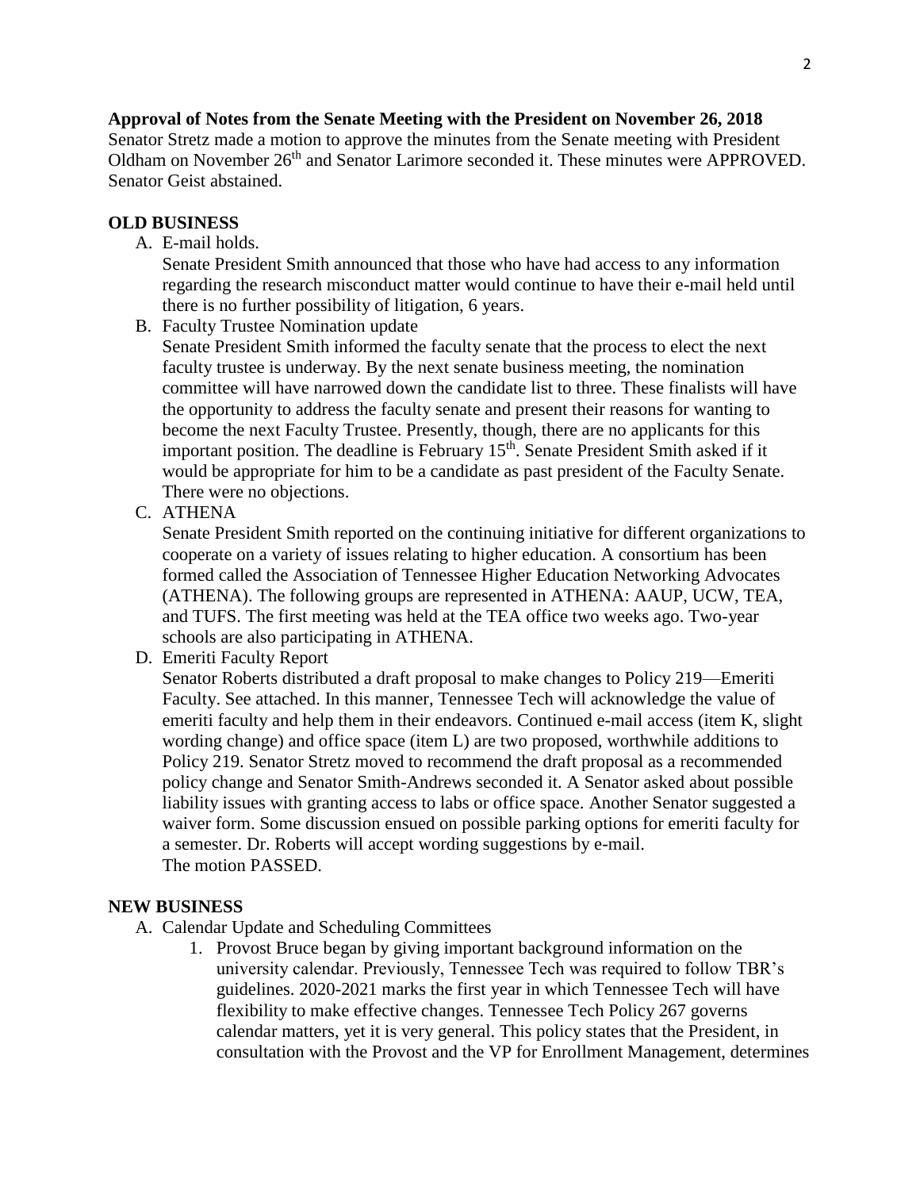**Approval of Notes from the Senate Meeting with the President on November 26, 2018**

Senator Stretz made a motion to approve the minutes from the Senate meeting with President Oldham on November 26th and Senator Larimore seconded it. These minutes were APPROVED. Senator Geist abstained.

**OLD BUSINESS**

A. E-mail holds.
   Senate President Smith announced that those who have had access to any information regarding the research misconduct matter would continue to have their e-mail held until there is no further possibility of litigation, 6 years.

B. Faculty Trustee Nomination update
   Senate President Smith informed the faculty senate that the process to elect the next faculty trustee is underway. By the next senate business meeting, the nomination committee will have narrowed down the candidate list to three. These finalists will have the opportunity to address the faculty senate and present their reasons for wanting to become the next Faculty Trustee. Presently, though, there are no applicants for this important position. The deadline is February 15th. Senate President Smith asked if it would be appropriate for him to be a candidate as past president of the Faculty Senate. There were no objections.

C. ATHENA
   Senate President Smith reported on the continuing initiative for different organizations to cooperate on a variety of issues relating to higher education. A consortium has been formed called the Association of Tennessee Higher Education Networking Advocates (ATHENA). The following groups are represented in ATHENA: AAUP, UCW, TEA, and TUFS. The first meeting was held at the TEA office two weeks ago. Two-year schools are also participating in ATHENA.

D. Emeriti Faculty Report
   Senator Roberts distributed a draft proposal to make changes to Policy 219—Emeriti Faculty. See attached. In this manner, Tennessee Tech will acknowledge the value of emeriti faculty and help them in their endeavors. Continued e-mail access (item K, slight wording change) and office space (item L) are two proposed, worthwhile additions to Policy 219. Senator Stretz moved to recommend the draft proposal as a recommended policy change and Senator Smith-Andrews seconded it. A Senator asked about possible liability issues with granting access to labs or office space. Another Senator suggested a waiver form. Some discussion ensued on possible parking options for emeriti faculty for a semester. Dr. Roberts will accept wording suggestions by e-mail.
   The motion PASSED.

**NEW BUSINESS**

A. Calendar Update and Scheduling Committees
   1. Provost Bruce began by giving important background information on the university calendar. Previously, Tennessee Tech was required to follow TBR's guidelines. 2020-2021 marks the first year in which Tennessee Tech will have flexibility to make effective changes. Tennessee Tech Policy 267 governs calendar matters, yet it is very general. This policy states that the President, in consultation with the Provost and the VP for Enrollment Management, determines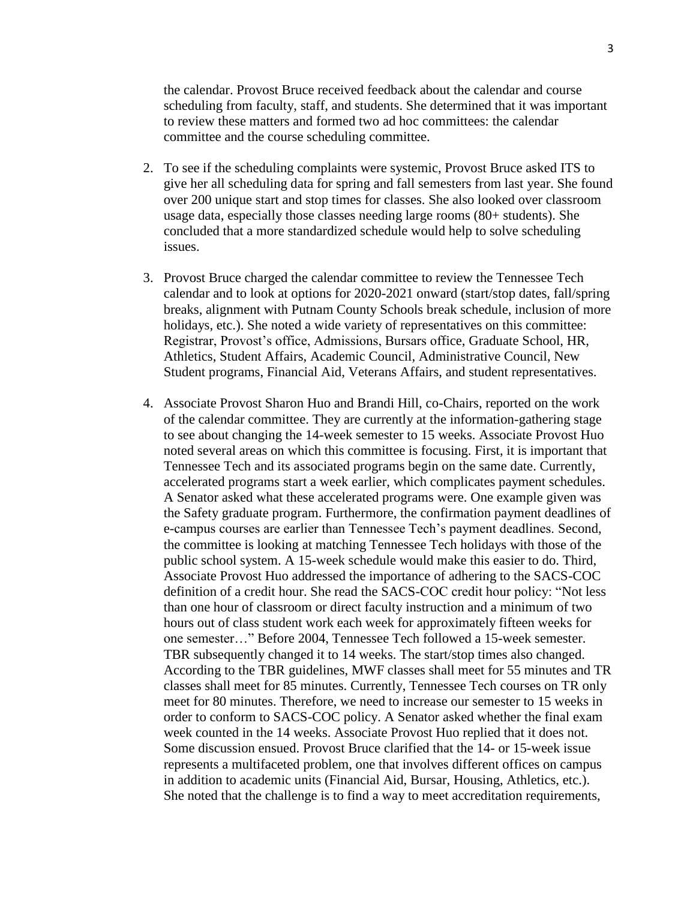the calendar. Provost Bruce received feedback about the calendar and course scheduling from faculty, staff, and students. She determined that it was important to review these matters and formed two ad hoc committees: the calendar committee and the course scheduling committee.

2. To see if the scheduling complaints were systemic, Provost Bruce asked ITS to give her all scheduling data for spring and fall semesters from last year. She found over 200 unique start and stop times for classes. She also looked over classroom usage data, especially those classes needing large rooms (80+ students). She concluded that a more standardized schedule would help to solve scheduling issues.

3. Provost Bruce charged the calendar committee to review the Tennessee Tech calendar and to look at options for 2020-2021 onward (start/stop dates, fall/spring breaks, alignment with Putnam County Schools break schedule, inclusion of more holidays, etc.). She noted a wide variety of representatives on this committee: Registrar, Provost's office, Admissions, Bursars office, Graduate School, HR, Athletics, Student Affairs, Academic Council, Administrative Council, New Student programs, Financial Aid, Veterans Affairs, and student representatives.

4. Associate Provost Sharon Huo and Brandi Hill, co-Chairs, reported on the work of the calendar committee. They are currently at the information-gathering stage to see about changing the 14-week semester to 15 weeks. Associate Provost Huo noted several areas on which this committee is focusing. First, it is important that Tennessee Tech and its associated programs begin on the same date. Currently, accelerated programs start a week earlier, which complicates payment schedules. A Senator asked what these accelerated programs were. One example given was the Safety graduate program. Furthermore, the confirmation payment deadlines of e-campus courses are earlier than Tennessee Tech's payment deadlines. Second, the committee is looking at matching Tennessee Tech holidays with those of the public school system. A 15-week schedule would make this easier to do. Third, Associate Provost Huo addressed the importance of adhering to the SACS-COC definition of a credit hour. She read the SACS-COC credit hour policy: "Not less than one hour of classroom or direct faculty instruction and a minimum of two hours out of class student work each week for approximately fifteen weeks for one semester…" Before 2004, Tennessee Tech followed a 15-week semester. TBR subsequently changed it to 14 weeks. The start/stop times also changed. According to the TBR guidelines, MWF classes shall meet for 55 minutes and TR classes shall meet for 85 minutes. Currently, Tennessee Tech courses on TR only meet for 80 minutes. Therefore, we need to increase our semester to 15 weeks in order to conform to SACS-COC policy. A Senator asked whether the final exam week counted in the 14 weeks. Associate Provost Huo replied that it does not. Some discussion ensued. Provost Bruce clarified that the 14- or 15-week issue represents a multifaceted problem, one that involves different offices on campus in addition to academic units (Financial Aid, Bursar, Housing, Athletics, etc.). She noted that the challenge is to find a way to meet accreditation requirements,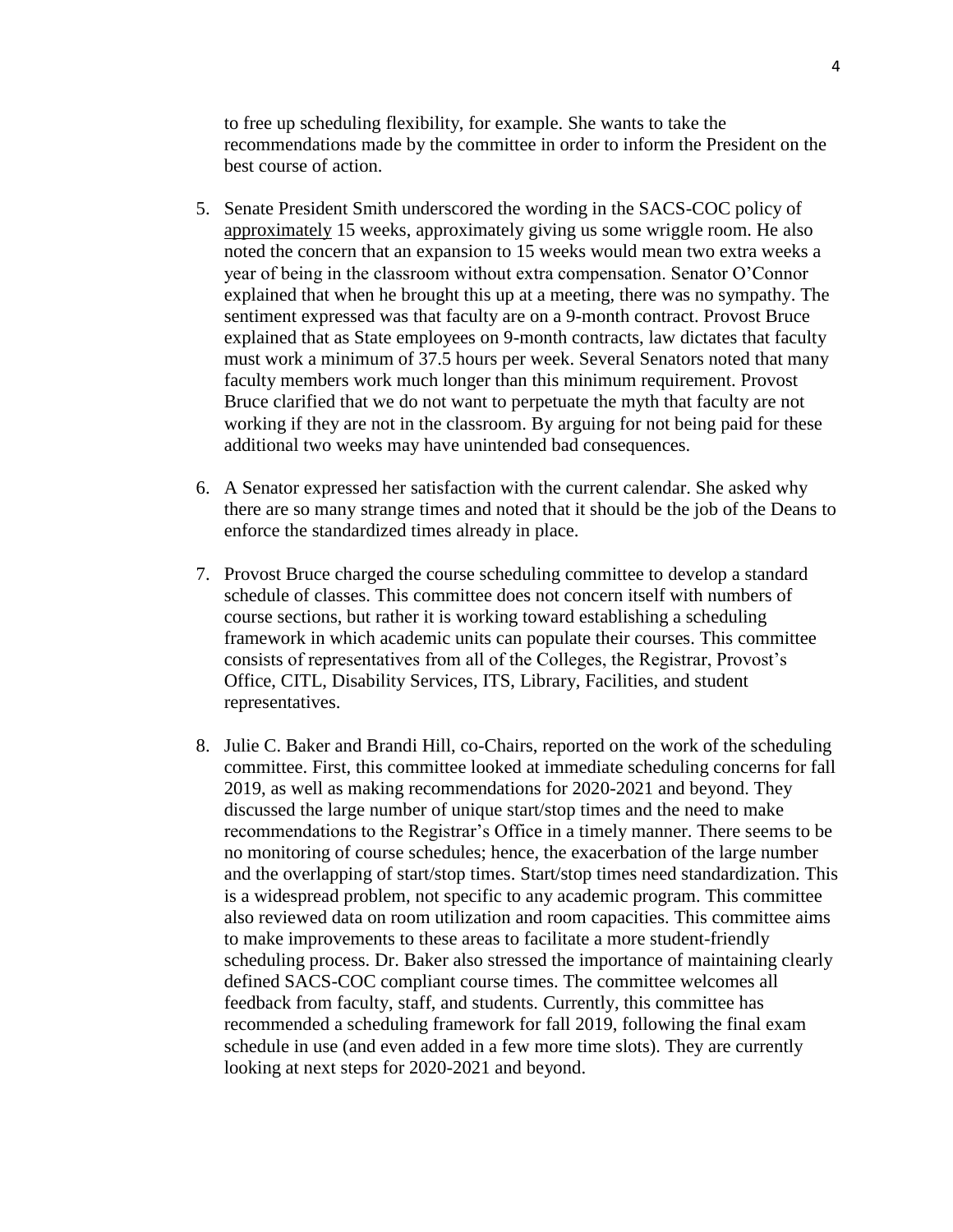to free up scheduling flexibility, for example. She wants to take the recommendations made by the committee in order to inform the President on the best course of action.

5. Senate President Smith underscored the wording in the SACS-COC policy of <u>approximately</u> 15 weeks, approximately giving us some wriggle room. He also noted the concern that an expansion to 15 weeks would mean two extra weeks a year of being in the classroom without extra compensation. Senator O'Connor explained that when he brought this up at a meeting, there was no sympathy. The sentiment expressed was that faculty are on a 9-month contract. Provost Bruce explained that as State employees on 9-month contracts, law dictates that faculty must work a minimum of 37.5 hours per week. Several Senators noted that many faculty members work much longer than this minimum requirement. Provost Bruce clarified that we do not want to perpetuate the myth that faculty are not working if they are not in the classroom. By arguing for not being paid for these additional two weeks may have unintended bad consequences.

6. A Senator expressed her satisfaction with the current calendar. She asked why there are so many strange times and noted that it should be the job of the Deans to enforce the standardized times already in place.

7. Provost Bruce charged the course scheduling committee to develop a standard schedule of classes. This committee does not concern itself with numbers of course sections, but rather it is working toward establishing a scheduling framework in which academic units can populate their courses. This committee consists of representatives from all of the Colleges, the Registrar, Provost's Office, CITL, Disability Services, ITS, Library, Facilities, and student representatives.

8. Julie C. Baker and Brandi Hill, co-Chairs, reported on the work of the scheduling committee. First, this committee looked at immediate scheduling concerns for fall 2019, as well as making recommendations for 2020-2021 and beyond. They discussed the large number of unique start/stop times and the need to make recommendations to the Registrar's Office in a timely manner. There seems to be no monitoring of course schedules; hence, the exacerbation of the large number and the overlapping of start/stop times. Start/stop times need standardization. This is a widespread problem, not specific to any academic program. This committee also reviewed data on room utilization and room capacities. This committee aims to make improvements to these areas to facilitate a more student-friendly scheduling process. Dr. Baker also stressed the importance of maintaining clearly defined SACS-COC compliant course times. The committee welcomes all feedback from faculty, staff, and students. Currently, this committee has recommended a scheduling framework for fall 2019, following the final exam schedule in use (and even added in a few more time slots). They are currently looking at next steps for 2020-2021 and beyond.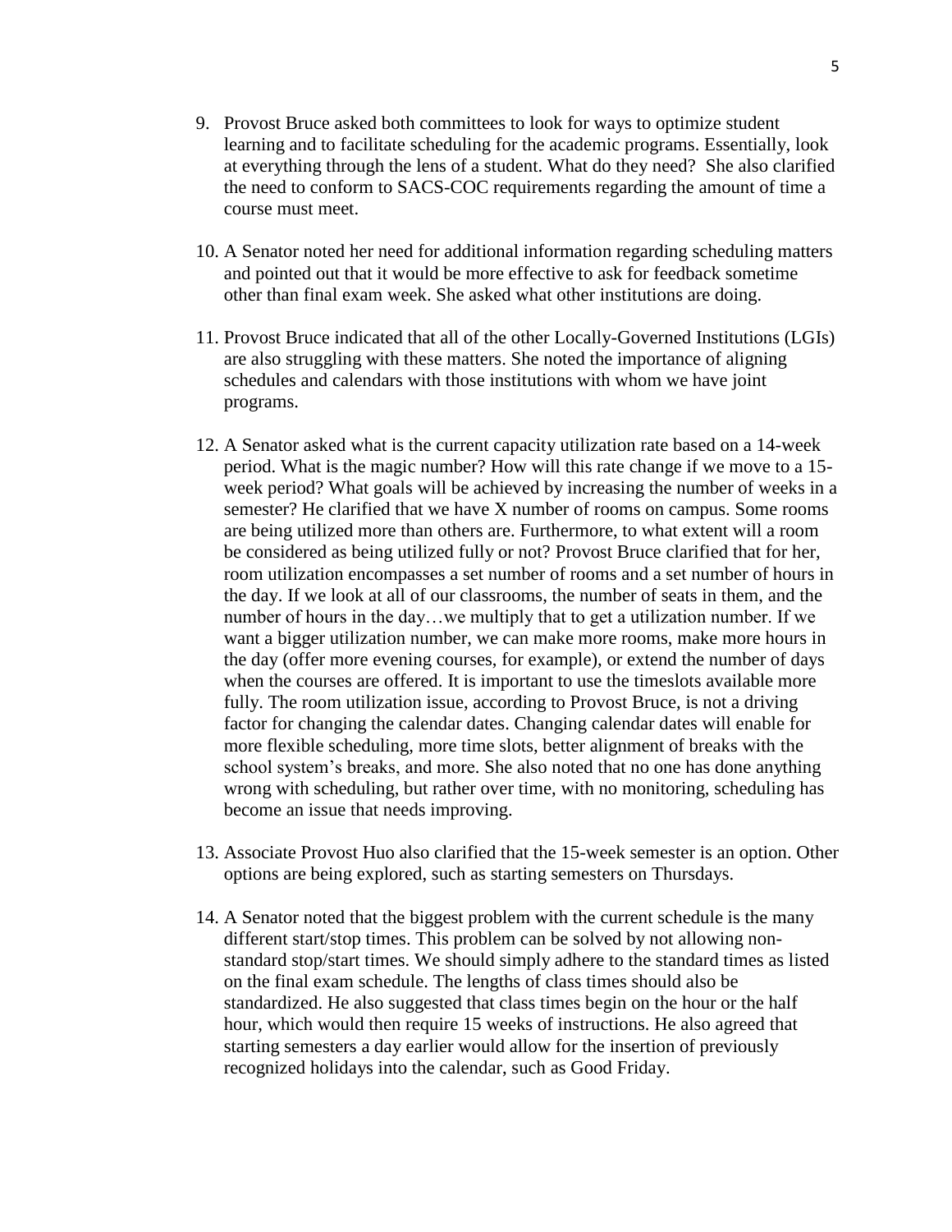9. Provost Bruce asked both committees to look for ways to optimize student learning and to facilitate scheduling for the academic programs. Essentially, look at everything through the lens of a student. What do they need? She also clarified the need to conform to SACS-COC requirements regarding the amount of time a course must meet.

10. A Senator noted her need for additional information regarding scheduling matters and pointed out that it would be more effective to ask for feedback sometime other than final exam week. She asked what other institutions are doing.

11. Provost Bruce indicated that all of the other Locally-Governed Institutions (LGIs) are also struggling with these matters. She noted the importance of aligning schedules and calendars with those institutions with whom we have joint programs.

12. A Senator asked what is the current capacity utilization rate based on a 14-week period. What is the magic number? How will this rate change if we move to a 15-week period? What goals will be achieved by increasing the number of weeks in a semester? He clarified that we have X number of rooms on campus. Some rooms are being utilized more than others are. Furthermore, to what extent will a room be considered as being utilized fully or not? Provost Bruce clarified that for her, room utilization encompasses a set number of rooms and a set number of hours in the day. If we look at all of our classrooms, the number of seats in them, and the number of hours in the day…we multiply that to get a utilization number. If we want a bigger utilization number, we can make more rooms, make more hours in the day (offer more evening courses, for example), or extend the number of days when the courses are offered. It is important to use the timeslots available more fully. The room utilization issue, according to Provost Bruce, is not a driving factor for changing the calendar dates. Changing calendar dates will enable for more flexible scheduling, more time slots, better alignment of breaks with the school system's breaks, and more. She also noted that no one has done anything wrong with scheduling, but rather over time, with no monitoring, scheduling has become an issue that needs improving.

13. Associate Provost Huo also clarified that the 15-week semester is an option. Other options are being explored, such as starting semesters on Thursdays.

14. A Senator noted that the biggest problem with the current schedule is the many different start/stop times. This problem can be solved by not allowing non-standard stop/start times. We should simply adhere to the standard times as listed on the final exam schedule. The lengths of class times should also be standardized. He also suggested that class times begin on the hour or the half hour, which would then require 15 weeks of instructions. He also agreed that starting semesters a day earlier would allow for the insertion of previously recognized holidays into the calendar, such as Good Friday.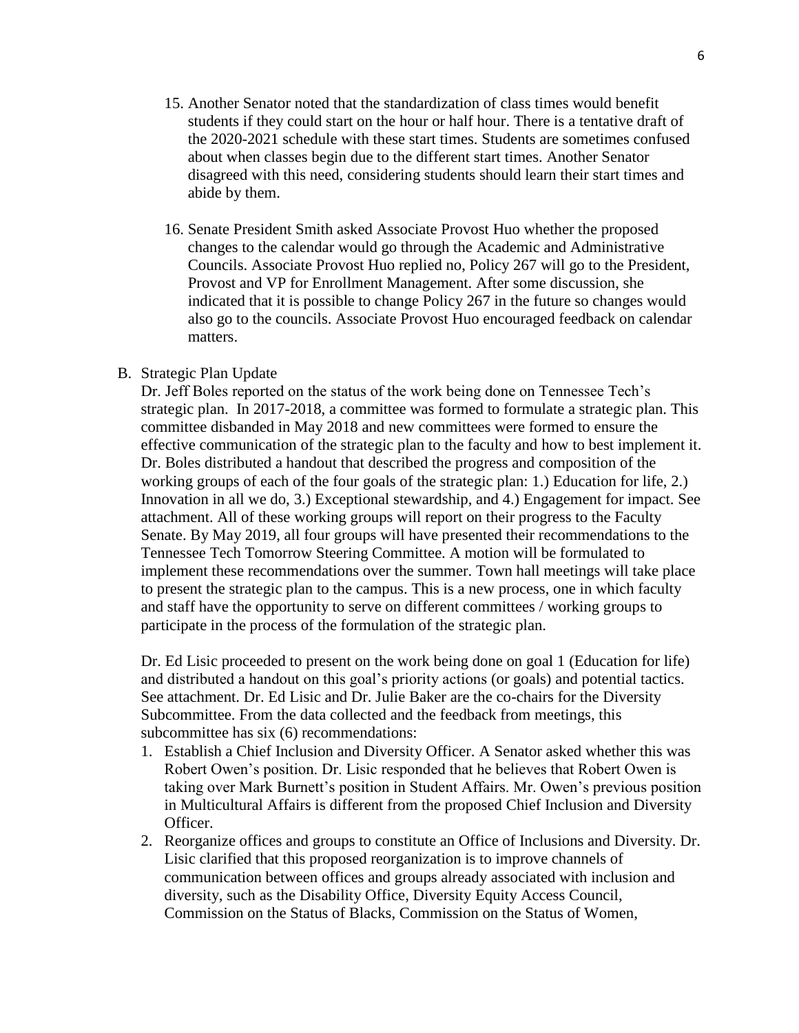15. Another Senator noted that the standardization of class times would benefit students if they could start on the hour or half hour. There is a tentative draft of the 2020-2021 schedule with these start times. Students are sometimes confused about when classes begin due to the different start times. Another Senator disagreed with this need, considering students should learn their start times and abide by them.

16. Senate President Smith asked Associate Provost Huo whether the proposed changes to the calendar would go through the Academic and Administrative Councils. Associate Provost Huo replied no, Policy 267 will go to the President, Provost and VP for Enrollment Management. After some discussion, she indicated that it is possible to change Policy 267 in the future so changes would also go to the councils. Associate Provost Huo encouraged feedback on calendar matters.

B. Strategic Plan Update

Dr. Jeff Boles reported on the status of the work being done on Tennessee Tech's strategic plan. In 2017-2018, a committee was formed to formulate a strategic plan. This committee disbanded in May 2018 and new committees were formed to ensure the effective communication of the strategic plan to the faculty and how to best implement it. Dr. Boles distributed a handout that described the progress and composition of the working groups of each of the four goals of the strategic plan: 1.) Education for life, 2.) Innovation in all we do, 3.) Exceptional stewardship, and 4.) Engagement for impact. See attachment. All of these working groups will report on their progress to the Faculty Senate. By May 2019, all four groups will have presented their recommendations to the Tennessee Tech Tomorrow Steering Committee. A motion will be formulated to implement these recommendations over the summer. Town hall meetings will take place to present the strategic plan to the campus. This is a new process, one in which faculty and staff have the opportunity to serve on different committees / working groups to participate in the process of the formulation of the strategic plan.

Dr. Ed Lisic proceeded to present on the work being done on goal 1 (Education for life) and distributed a handout on this goal's priority actions (or goals) and potential tactics. See attachment. Dr. Ed Lisic and Dr. Julie Baker are the co-chairs for the Diversity Subcommittee. From the data collected and the feedback from meetings, this subcommittee has six (6) recommendations:

1. Establish a Chief Inclusion and Diversity Officer. A Senator asked whether this was Robert Owen's position. Dr. Lisic responded that he believes that Robert Owen is taking over Mark Burnett's position in Student Affairs. Mr. Owen's previous position in Multicultural Affairs is different from the proposed Chief Inclusion and Diversity Officer.
2. Reorganize offices and groups to constitute an Office of Inclusions and Diversity. Dr. Lisic clarified that this proposed reorganization is to improve channels of communication between offices and groups already associated with inclusion and diversity, such as the Disability Office, Diversity Equity Access Council, Commission on the Status of Blacks, Commission on the Status of Women,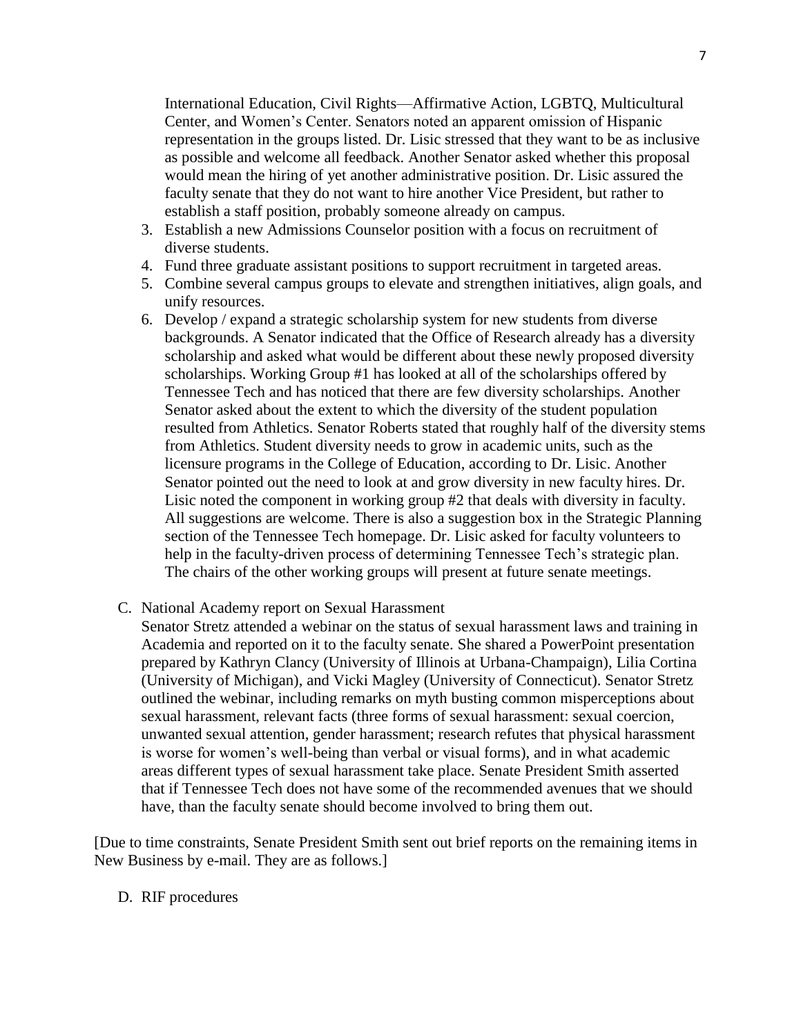International Education, Civil Rights—Affirmative Action, LGBTQ, Multicultural Center, and Women's Center. Senators noted an apparent omission of Hispanic representation in the groups listed. Dr. Lisic stressed that they want to be as inclusive as possible and welcome all feedback. Another Senator asked whether this proposal would mean the hiring of yet another administrative position. Dr. Lisic assured the faculty senate that they do not want to hire another Vice President, but rather to establish a staff position, probably someone already on campus.

3. Establish a new Admissions Counselor position with a focus on recruitment of diverse students.
4. Fund three graduate assistant positions to support recruitment in targeted areas.
5. Combine several campus groups to elevate and strengthen initiatives, align goals, and unify resources.
6. Develop / expand a strategic scholarship system for new students from diverse backgrounds. A Senator indicated that the Office of Research already has a diversity scholarship and asked what would be different about these newly proposed diversity scholarships. Working Group #1 has looked at all of the scholarships offered by Tennessee Tech and has noticed that there are few diversity scholarships. Another Senator asked about the extent to which the diversity of the student population resulted from Athletics. Senator Roberts stated that roughly half of the diversity stems from Athletics. Student diversity needs to grow in academic units, such as the licensure programs in the College of Education, according to Dr. Lisic. Another Senator pointed out the need to look at and grow diversity in new faculty hires. Dr. Lisic noted the component in working group #2 that deals with diversity in faculty. All suggestions are welcome. There is also a suggestion box in the Strategic Planning section of the Tennessee Tech homepage. Dr. Lisic asked for faculty volunteers to help in the faculty-driven process of determining Tennessee Tech's strategic plan. The chairs of the other working groups will present at future senate meetings.

C. National Academy report on Sexual Harassment

Senator Stretz attended a webinar on the status of sexual harassment laws and training in Academia and reported on it to the faculty senate. She shared a PowerPoint presentation prepared by Kathryn Clancy (University of Illinois at Urbana-Champaign), Lilia Cortina (University of Michigan), and Vicki Magley (University of Connecticut). Senator Stretz outlined the webinar, including remarks on myth busting common misperceptions about sexual harassment, relevant facts (three forms of sexual harassment: sexual coercion, unwanted sexual attention, gender harassment; research refutes that physical harassment is worse for women's well-being than verbal or visual forms), and in what academic areas different types of sexual harassment take place. Senate President Smith asserted that if Tennessee Tech does not have some of the recommended avenues that we should have, than the faculty senate should become involved to bring them out.

[Due to time constraints, Senate President Smith sent out brief reports on the remaining items in New Business by e-mail. They are as follows.]

D. RIF procedures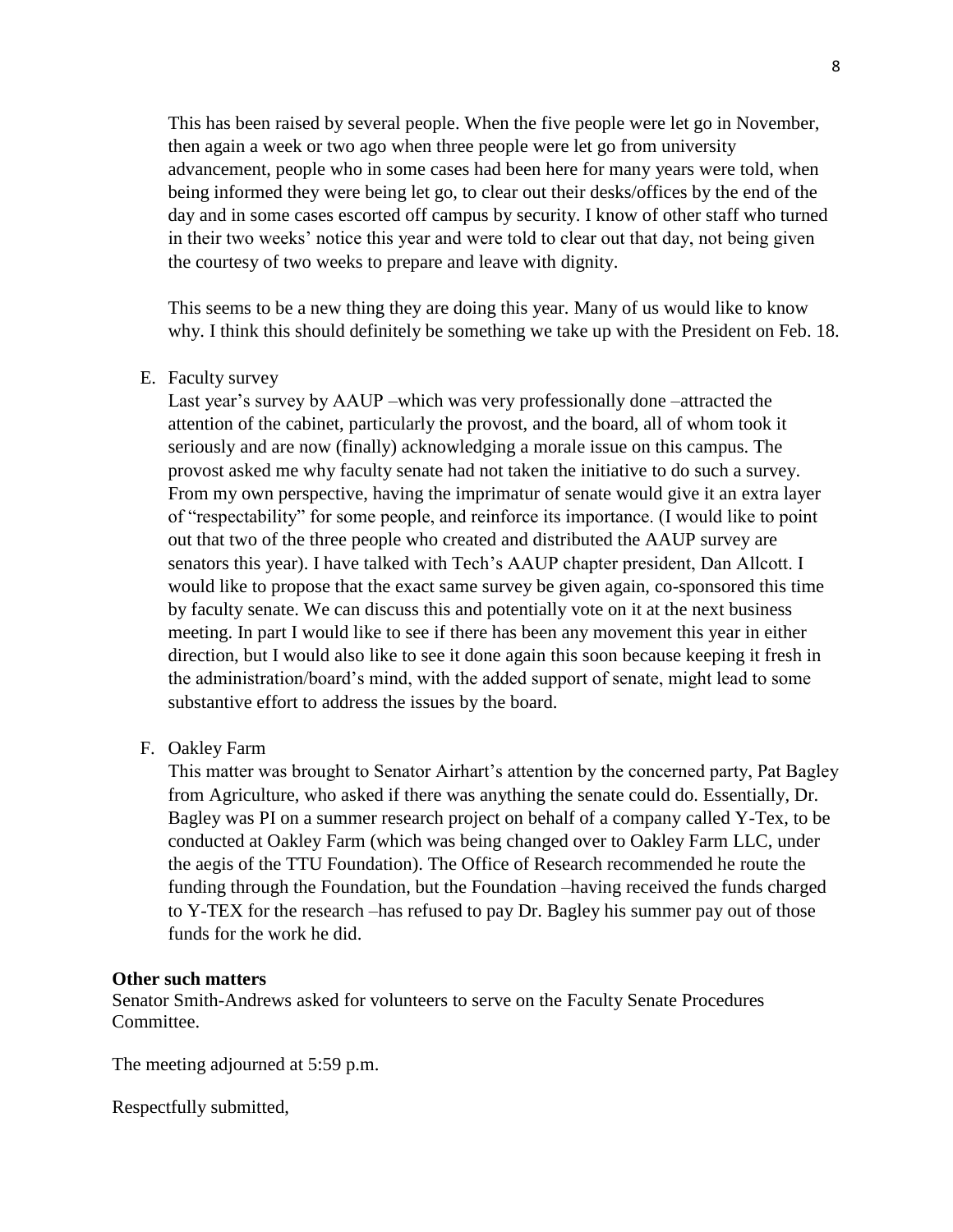This has been raised by several people. When the five people were let go in November, then again a week or two ago when three people were let go from university advancement, people who in some cases had been here for many years were told, when being informed they were being let go, to clear out their desks/offices by the end of the day and in some cases escorted off campus by security. I know of other staff who turned in their two weeks' notice this year and were told to clear out that day, not being given the courtesy of two weeks to prepare and leave with dignity.

This seems to be a new thing they are doing this year. Many of us would like to know why. I think this should definitely be something we take up with the President on Feb. 18.

E. Faculty survey

Last year's survey by AAUP –which was very professionally done –attracted the attention of the cabinet, particularly the provost, and the board, all of whom took it seriously and are now (finally) acknowledging a morale issue on this campus. The provost asked me why faculty senate had not taken the initiative to do such a survey. From my own perspective, having the imprimatur of senate would give it an extra layer of "respectability" for some people, and reinforce its importance. (I would like to point out that two of the three people who created and distributed the AAUP survey are senators this year). I have talked with Tech's AAUP chapter president, Dan Allcott. I would like to propose that the exact same survey be given again, co-sponsored this time by faculty senate. We can discuss this and potentially vote on it at the next business meeting. In part I would like to see if there has been any movement this year in either direction, but I would also like to see it done again this soon because keeping it fresh in the administration/board's mind, with the added support of senate, might lead to some substantive effort to address the issues by the board.

F. Oakley Farm

This matter was brought to Senator Airhart's attention by the concerned party, Pat Bagley from Agriculture, who asked if there was anything the senate could do. Essentially, Dr. Bagley was PI on a summer research project on behalf of a company called Y-Tex, to be conducted at Oakley Farm (which was being changed over to Oakley Farm LLC, under the aegis of the TTU Foundation). The Office of Research recommended he route the funding through the Foundation, but the Foundation –having received the funds charged to Y-TEX for the research –has refused to pay Dr. Bagley his summer pay out of those funds for the work he did.

**Other such matters**

Senator Smith-Andrews asked for volunteers to serve on the Faculty Senate Procedures Committee.

The meeting adjourned at 5:59 p.m.

Respectfully submitted,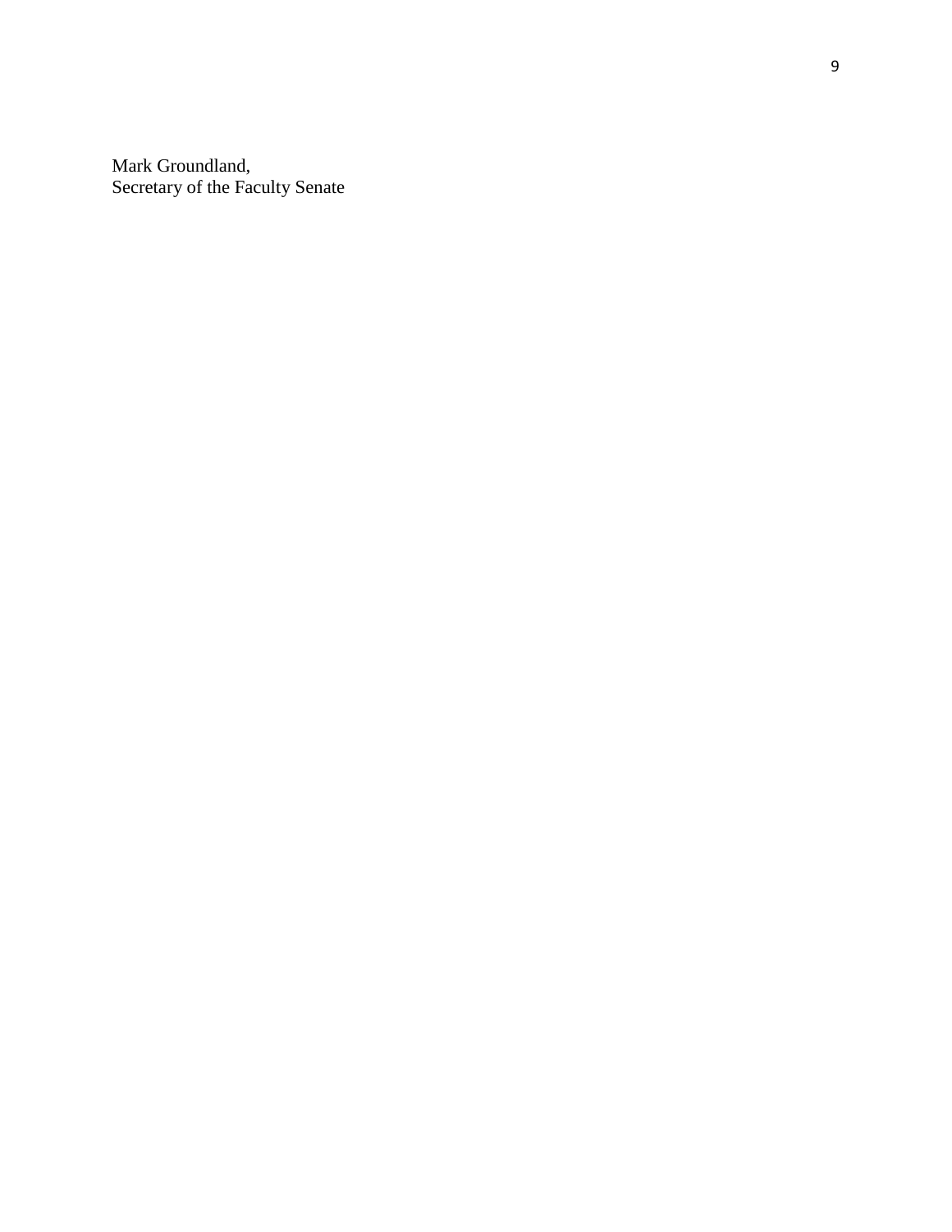Mark Groundland,
Secretary of the Faculty Senate